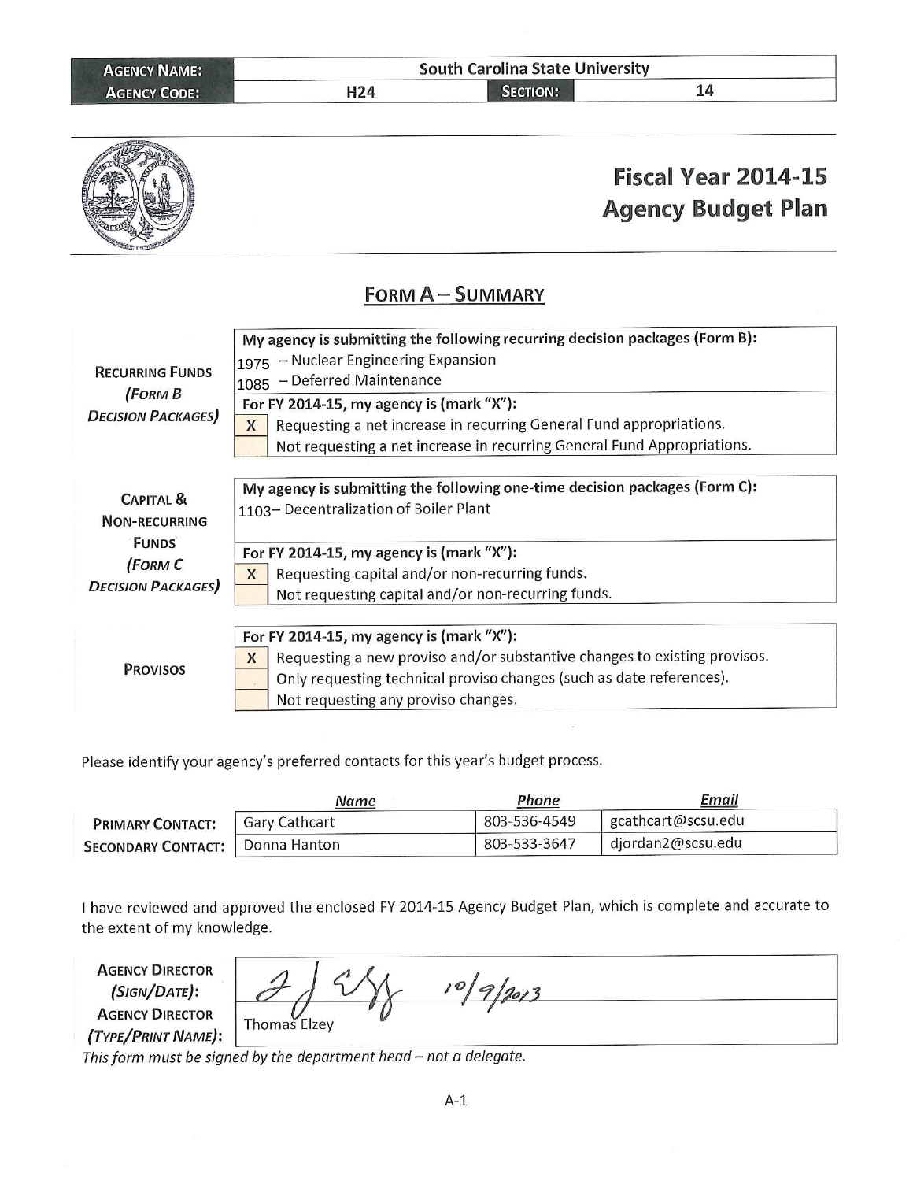| AGENCY NAME: | South Carolina State University | | |
|---|---|---|---|
| AGENCY CODE: | H24 | SECTION: | 14 |

# Fiscal Year 2014-15
# Agency Budget Plan

## FORM A – SUMMARY

**RECURRING FUNDS (*FORM B DECISION PACKAGES*)**

**My agency is submitting the following recurring decision packages (Form B):**

1975 – Nuclear Engineering Expansion
1085 – Deferred Maintenance

**For FY 2014-15, my agency is (mark "X"):**

| | |
|---|---|
| X | Requesting a net increase in recurring General Fund appropriations. |
| | Not requesting a net increase in recurring General Fund Appropriations. |

**CAPITAL & NON-RECURRING FUNDS (*FORM C DECISION PACKAGES*)**

**My agency is submitting the following one-time decision packages (Form C):**

1103– Decentralization of Boiler Plant

**For FY 2014-15, my agency is (mark "X"):**

| | |
|---|---|
| X | Requesting capital and/or non-recurring funds. |
| | Not requesting capital and/or non-recurring funds. |

**PROVISOS**

**For FY 2014-15, my agency is (mark "X"):**

| | |
|---|---|
| X | Requesting a new proviso and/or substantive changes to existing provisos. |
| | Only requesting technical proviso changes (such as date references). |
| | Not requesting any proviso changes. |

Please identify your agency's preferred contacts for this year's budget process.

| | *Name* | *Phone* | *Email* |
|---|---|---|---|
| **PRIMARY CONTACT:** | Gary Cathcart | 803-536-4549 | gcathcart@scsu.edu |
| **SECONDARY CONTACT:** | Donna Hanton | 803-533-3647 | djordan2@scsu.edu |

I have reviewed and approved the enclosed FY 2014-15 Agency Budget Plan, which is complete and accurate to the extent of my knowledge.

| | |
|---|---|
| **AGENCY DIRECTOR (*SIGN/DATE*):** | [signature] 10/9/2013 |
| **AGENCY DIRECTOR (*TYPE/PRINT NAME*):** | Thomas Elzey |

*This form must be signed by the department head – not a delegate.*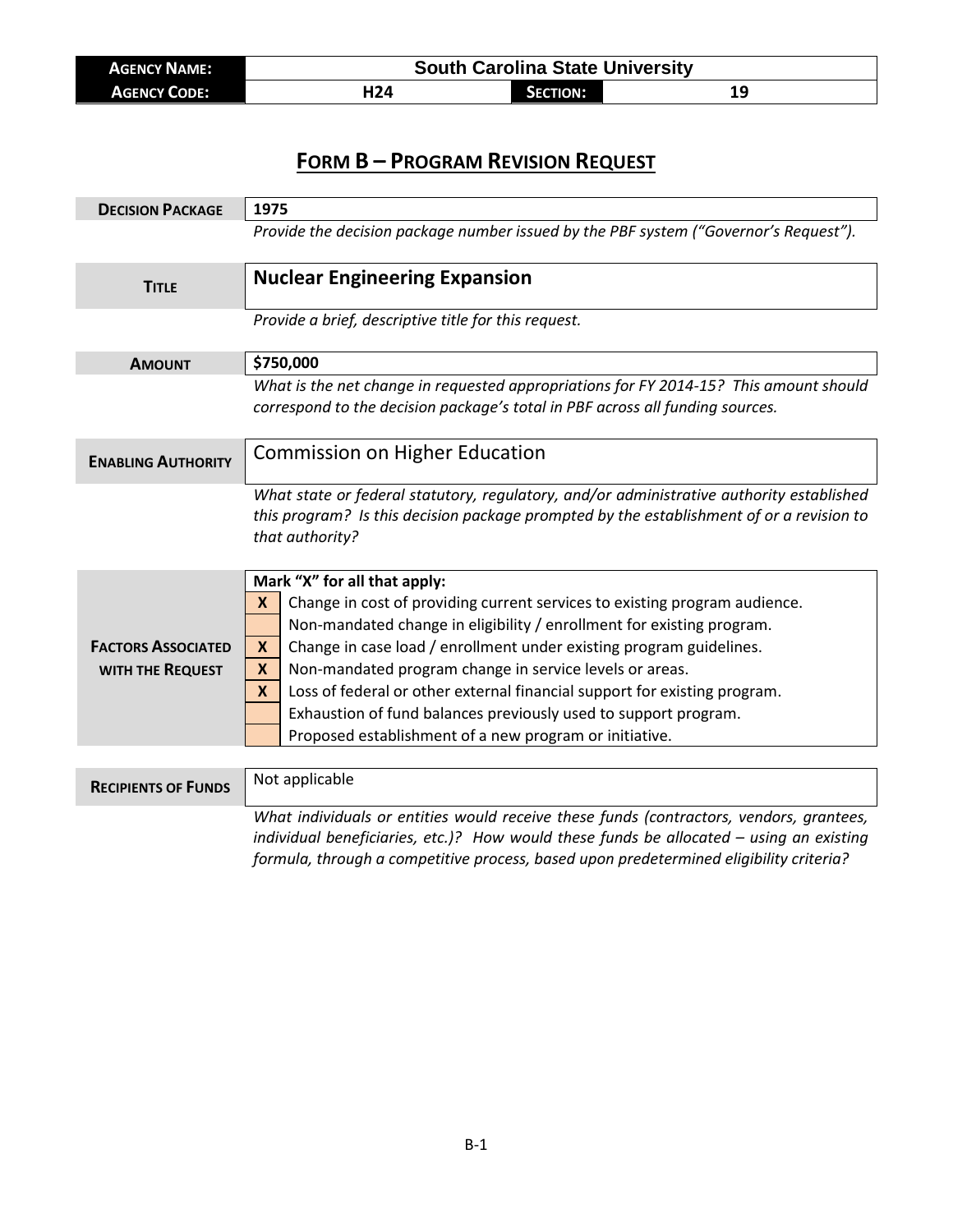| **AGENCY NAME:** | South Carolina State University | | |
|---|---|---|---|
| **AGENCY CODE:** | H24 | **SECTION:** | 19 |

## FORM B – PROGRAM REVISION REQUEST

| **DECISION PACKAGE** | 1975 |
|---|---|
| | *Provide the decision package number issued by the PBF system ("Governor's Request").* |

| **TITLE** | **Nuclear Engineering Expansion** |
|---|---|
| | *Provide a brief, descriptive title for this request.* |

| **AMOUNT** | **$750,000** |
|---|---|
| | *What is the net change in requested appropriations for FY 2014-15? This amount should correspond to the decision package's total in PBF across all funding sources.* |

| **ENABLING AUTHORITY** | Commission on Higher Education |
|---|---|
| | *What state or federal statutory, regulatory, and/or administrative authority established this program? Is this decision package prompted by the establishment of or a revision to that authority?* |

**FACTORS ASSOCIATED WITH THE REQUEST**

**Mark "X" for all that apply:**

| | |
|---|---|
| X | Change in cost of providing current services to existing program audience. |
| | Non-mandated change in eligibility / enrollment for existing program. |
| X | Change in case load / enrollment under existing program guidelines. |
| X | Non-mandated program change in service levels or areas. |
| X | Loss of federal or other external financial support for existing program. |
| | Exhaustion of fund balances previously used to support program. |
| | Proposed establishment of a new program or initiative. |

| **RECIPIENTS OF FUNDS** | Not applicable |
|---|---|
| | *What individuals or entities would receive these funds (contractors, vendors, grantees, individual beneficiaries, etc.)? How would these funds be allocated – using an existing formula, through a competitive process, based upon predetermined eligibility criteria?* |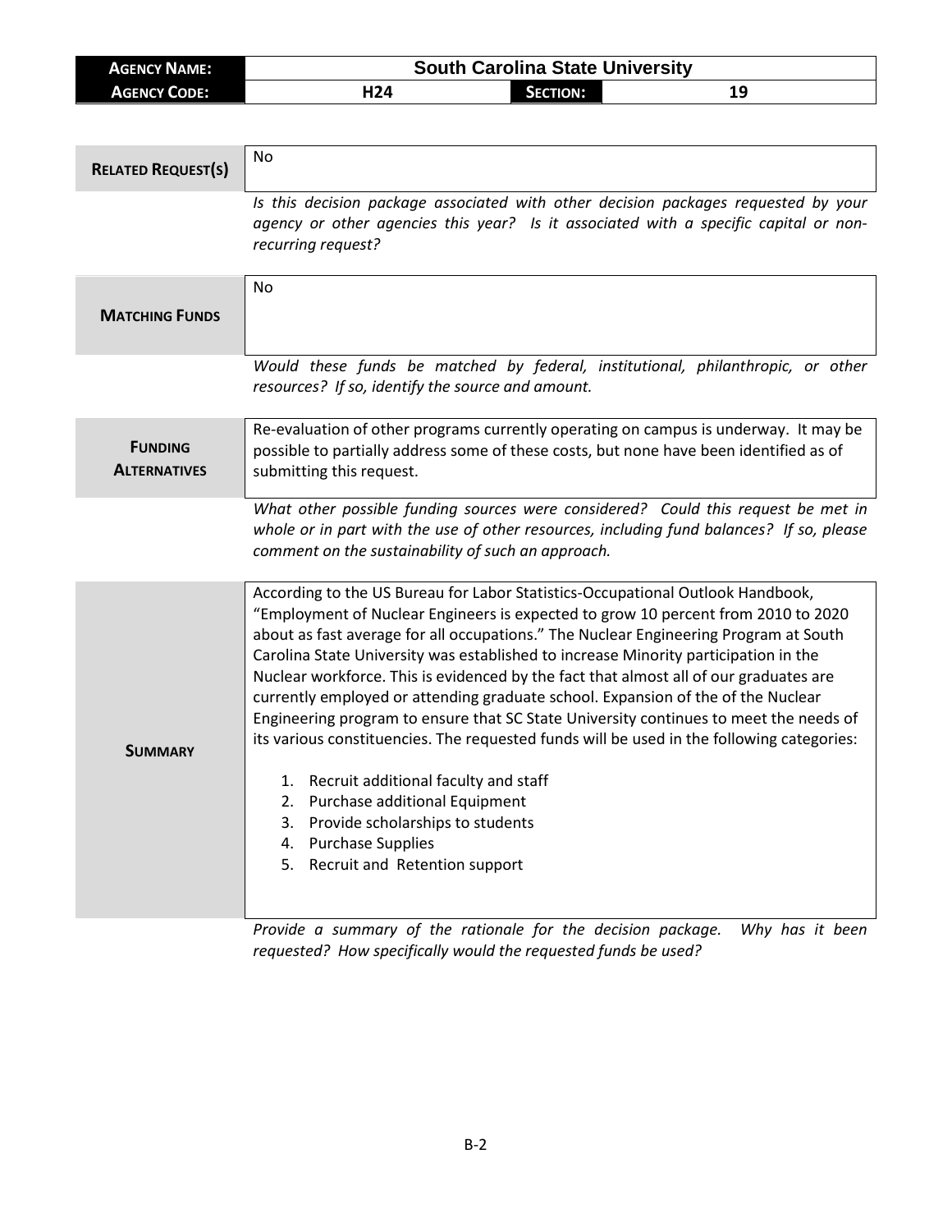| **AGENCY NAME:** | South Carolina State University | | |
| --- | --- | --- | --- |
| **AGENCY CODE:** | H24 | **SECTION:** | 19 |

| | |
| --- | --- |
| **RELATED REQUEST(S)** | No |
| | *Is this decision package associated with other decision packages requested by your agency or other agencies this year? Is it associated with a specific capital or non-recurring request?* |
| **MATCHING FUNDS** | No |
| | *Would these funds be matched by federal, institutional, philanthropic, or other resources? If so, identify the source and amount.* |
| **FUNDING ALTERNATIVES** | Re-evaluation of other programs currently operating on campus is underway. It may be possible to partially address some of these costs, but none have been identified as of submitting this request. |
| | *What other possible funding sources were considered? Could this request be met in whole or in part with the use of other resources, including fund balances? If so, please comment on the sustainability of such an approach.* |
| **SUMMARY** | According to the US Bureau for Labor Statistics-Occupational Outlook Handbook, "Employment of Nuclear Engineers is expected to grow 10 percent from 2010 to 2020 about as fast average for all occupations." The Nuclear Engineering Program at South Carolina State University was established to increase Minority participation in the Nuclear workforce. This is evidenced by the fact that almost all of our graduates are currently employed or attending graduate school. Expansion of the of the Nuclear Engineering program to ensure that SC State University continues to meet the needs of its various constituencies. The requested funds will be used in the following categories:<br><br>1. Recruit additional faculty and staff<br>2. Purchase additional Equipment<br>3. Provide scholarships to students<br>4. Purchase Supplies<br>5. Recruit and Retention support |
| | *Provide a summary of the rationale for the decision package. Why has it been requested? How specifically would the requested funds be used?* |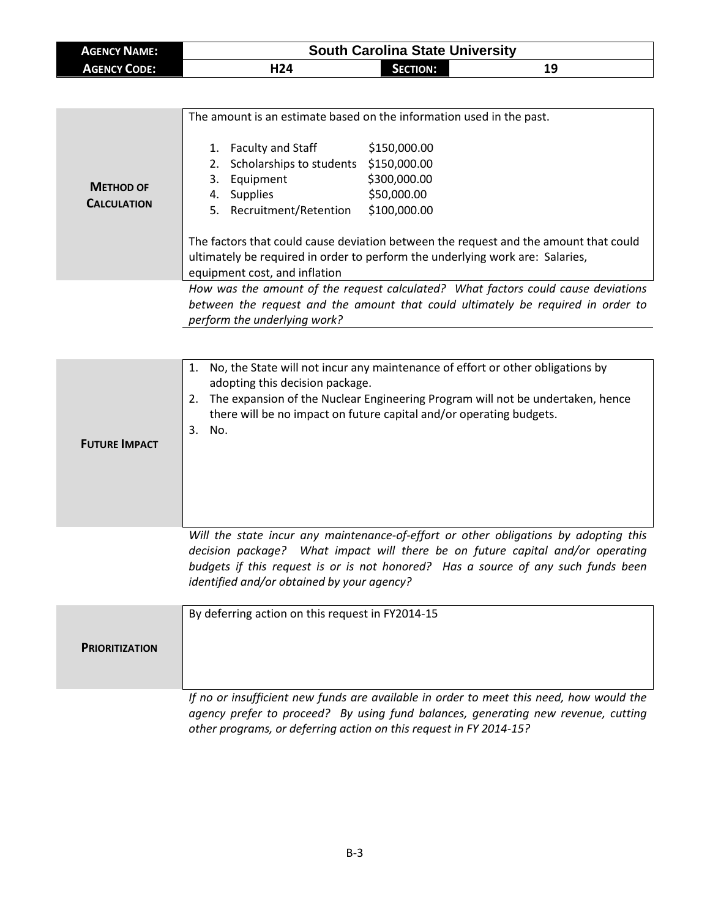| **AGENCY NAME:** | **South Carolina State University** | | |
|---|---|---|---|
| **AGENCY CODE:** | **H24** | **SECTION:** | **19** |

| | |
|---|---|
| **METHOD OF CALCULATION** | The amount is an estimate based on the information used in the past.<br><br>1. Faculty and Staff $150,000.00<br>2. Scholarships to students $150,000.00<br>3. Equipment $300,000.00<br>4. Supplies $50,000.00<br>5. Recruitment/Retention $100,000.00<br><br>The factors that could cause deviation between the request and the amount that could ultimately be required in order to perform the underlying work are: Salaries, equipment cost, and inflation |

*How was the amount of the request calculated? What factors could cause deviations between the request and the amount that could ultimately be required in order to perform the underlying work?*

| | |
|---|---|
| **FUTURE IMPACT** | 1. No, the State will not incur any maintenance of effort or other obligations by adopting this decision package.<br>2. The expansion of the Nuclear Engineering Program will not be undertaken, hence there will be no impact on future capital and/or operating budgets.<br>3. No. |

*Will the state incur any maintenance-of-effort or other obligations by adopting this decision package? What impact will there be on future capital and/or operating budgets if this request is or is not honored? Has a source of any such funds been identified and/or obtained by your agency?*

| | |
|---|---|
| **PRIORITIZATION** | By deferring action on this request in FY2014-15 |

*If no or insufficient new funds are available in order to meet this need, how would the agency prefer to proceed? By using fund balances, generating new revenue, cutting other programs, or deferring action on this request in FY 2014-15?*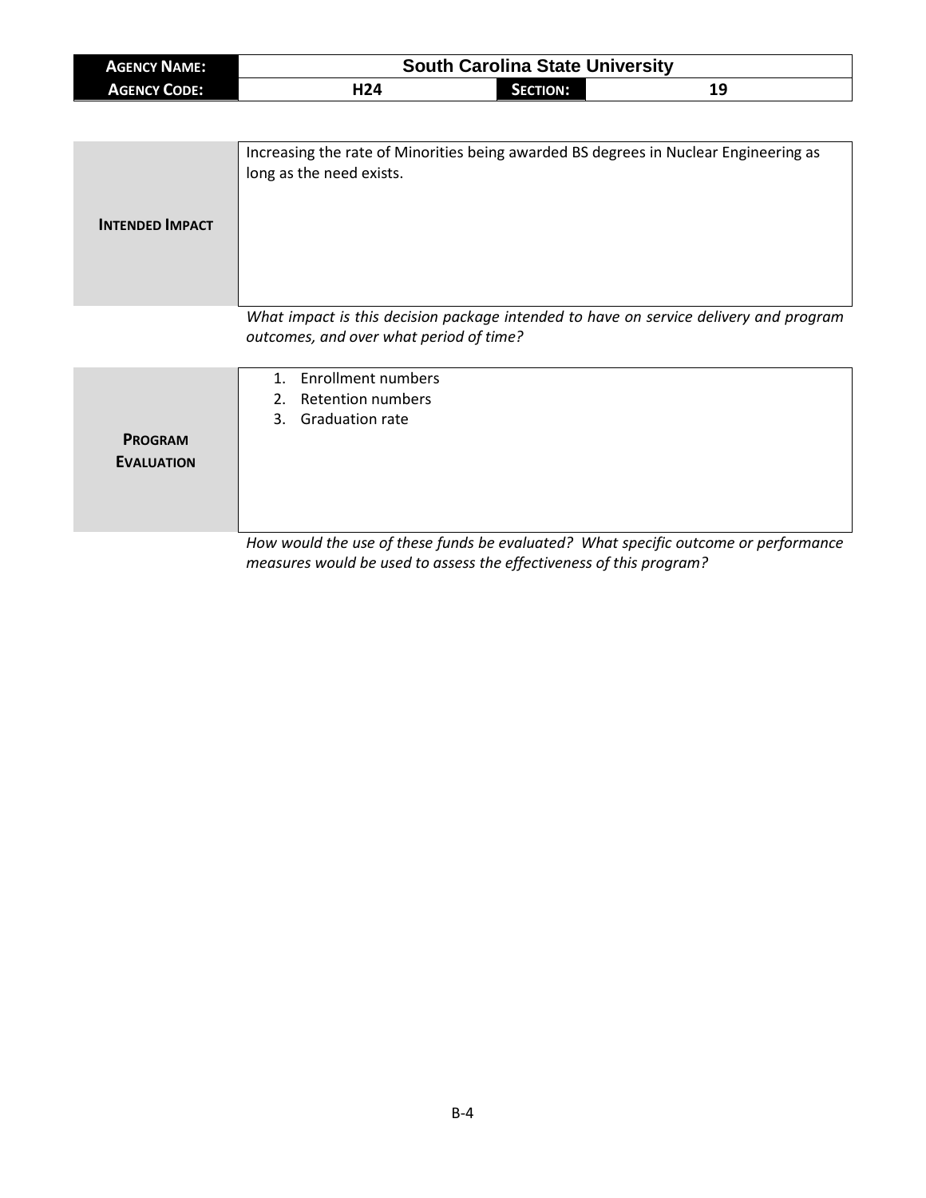| **AGENCY NAME:** | South Carolina State University | | |
|---|---|---|---|
| **AGENCY CODE:** | H24 | **SECTION:** | 19 |

| **INTENDED IMPACT** | Increasing the rate of Minorities being awarded BS degrees in Nuclear Engineering as long as the need exists. |
|---|---|

*What impact is this decision package intended to have on service delivery and program outcomes, and over what period of time?*

| **PROGRAM EVALUATION** | 1. Enrollment numbers<br>2. Retention numbers<br>3. Graduation rate |
|---|---|

*How would the use of these funds be evaluated? What specific outcome or performance measures would be used to assess the effectiveness of this program?*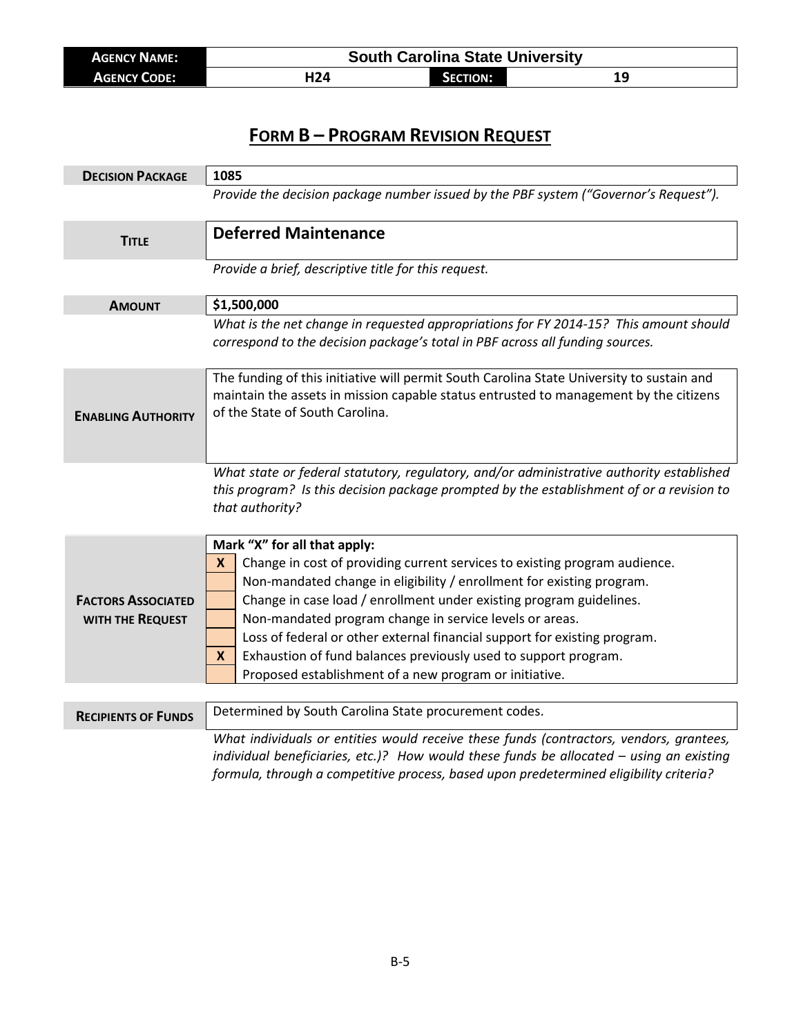| AGENCY NAME: | South Carolina State University | | |
|---|---|---|---|
| AGENCY CODE: | H24 | SECTION: | 19 |

## FORM B – PROGRAM REVISION REQUEST

| | |
|---|---|
| **DECISION PACKAGE** | 1085 |
| | *Provide the decision package number issued by the PBF system ("Governor's Request").* |
| **TITLE** | **Deferred Maintenance** |
| | *Provide a brief, descriptive title for this request.* |
| **AMOUNT** | **$1,500,000** |
| | *What is the net change in requested appropriations for FY 2014-15? This amount should correspond to the decision package's total in PBF across all funding sources.* |
| **ENABLING AUTHORITY** | The funding of this initiative will permit South Carolina State University to sustain and maintain the assets in mission capable status entrusted to management by the citizens of the State of South Carolina. |
| | *What state or federal statutory, regulatory, and/or administrative authority established this program? Is this decision package prompted by the establishment of or a revision to that authority?* |

**FACTORS ASSOCIATED WITH THE REQUEST**

**Mark "X" for all that apply:**

| | |
|---|---|
| X | Change in cost of providing current services to existing program audience. |
| | Non-mandated change in eligibility / enrollment for existing program. |
| | Change in case load / enrollment under existing program guidelines. |
| | Non-mandated program change in service levels or areas. |
| | Loss of federal or other external financial support for existing program. |
| X | Exhaustion of fund balances previously used to support program. |
| | Proposed establishment of a new program or initiative. |

| | |
|---|---|
| **RECIPIENTS OF FUNDS** | Determined by South Carolina State procurement codes. |
| | *What individuals or entities would receive these funds (contractors, vendors, grantees, individual beneficiaries, etc.)? How would these funds be allocated – using an existing formula, through a competitive process, based upon predetermined eligibility criteria?* |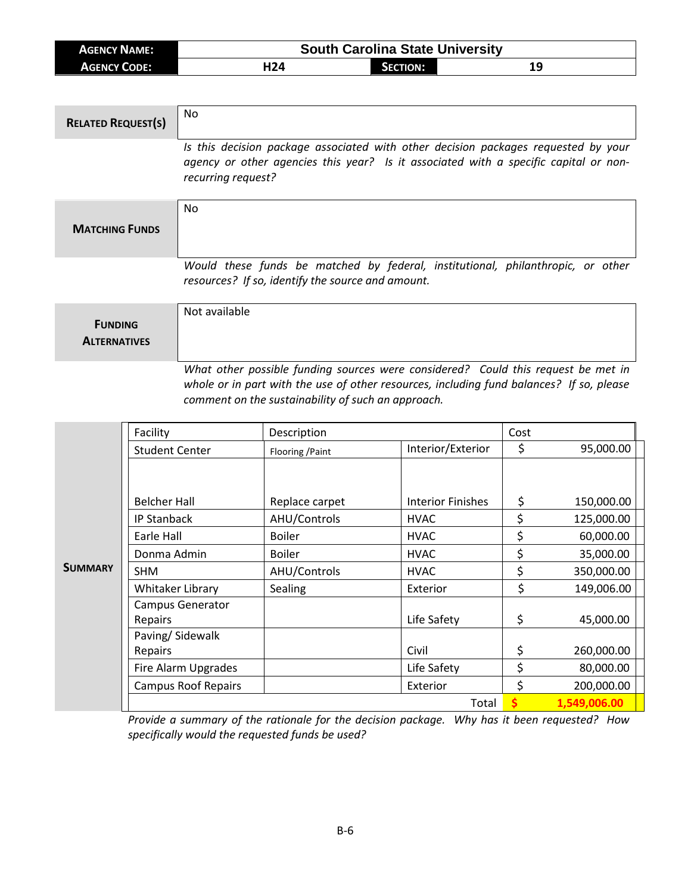| AGENCY NAME: | South Carolina State University | | |
|---|---|---|---|
| AGENCY CODE: | H24 | SECTION: | 19 |

| RELATED REQUEST(S) | No |
|---|---|
| | *Is this decision package associated with other decision packages requested by your agency or other agencies this year? Is it associated with a specific capital or non-recurring request?* |

| MATCHING FUNDS | No |
|---|---|
| | *Would these funds be matched by federal, institutional, philanthropic, or other resources? If so, identify the source and amount.* |

| FUNDING ALTERNATIVES | Not available |
|---|---|
| | *What other possible funding sources were considered? Could this request be met in whole or in part with the use of other resources, including fund balances? If so, please comment on the sustainability of such an approach.* |

**SUMMARY**

| Facility | Description | | Cost |
|---|---|---|---|
| Student Center | Flooring /Paint | Interior/Exterior | $ 95,000.00 |
| Belcher Hall | Replace carpet | Interior Finishes | $ 150,000.00 |
| IP Stanback | AHU/Controls | HVAC | $ 125,000.00 |
| Earle Hall | Boiler | HVAC | $ 60,000.00 |
| Donma Admin | Boiler | HVAC | $ 35,000.00 |
| SHM | AHU/Controls | HVAC | $ 350,000.00 |
| Whitaker Library | Sealing | Exterior | $ 149,006.00 |
| Campus Generator Repairs | | Life Safety | $ 45,000.00 |
| Paving/ Sidewalk Repairs | | Civil | $ 260,000.00 |
| Fire Alarm Upgrades | | Life Safety | $ 80,000.00 |
| Campus Roof Repairs | | Exterior | $ 200,000.00 |
| | | Total | $ 1,549,006.00 |

*Provide a summary of the rationale for the decision package. Why has it been requested? How specifically would the requested funds be used?*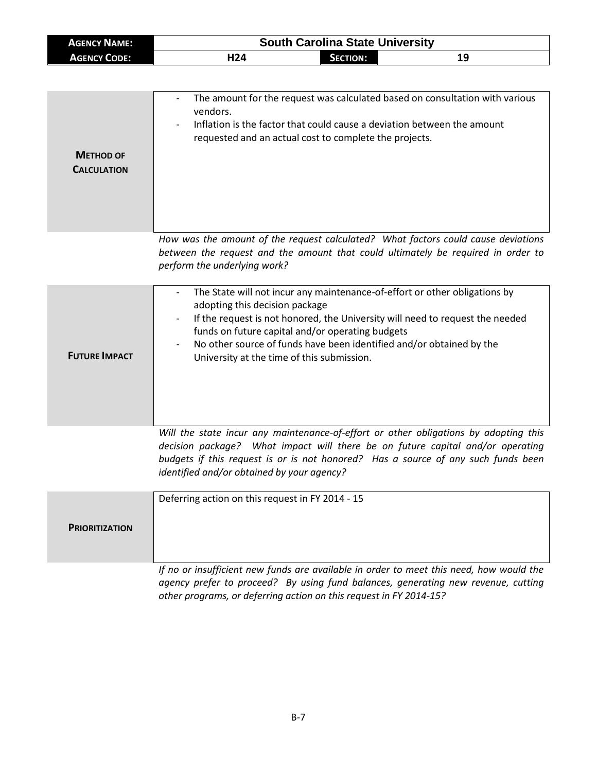| **AGENCY NAME:** | South Carolina State University | | |
|---|---|---|---|
| **AGENCY CODE:** | H24 | **SECTION:** | 19 |

| | |
|---|---|
| **METHOD OF CALCULATION** | - The amount for the request was calculated based on consultation with various vendors.<br>- Inflation is the factor that could cause a deviation between the amount requested and an actual cost to complete the projects. |

*How was the amount of the request calculated? What factors could cause deviations between the request and the amount that could ultimately be required in order to perform the underlying work?*

| | |
|---|---|
| **FUTURE IMPACT** | - The State will not incur any maintenance-of-effort or other obligations by adopting this decision package<br>- If the request is not honored, the University will need to request the needed funds on future capital and/or operating budgets<br>- No other source of funds have been identified and/or obtained by the University at the time of this submission. |

*Will the state incur any maintenance-of-effort or other obligations by adopting this decision package? What impact will there be on future capital and/or operating budgets if this request is or is not honored? Has a source of any such funds been identified and/or obtained by your agency?*

| | |
|---|---|
| **PRIORITIZATION** | Deferring action on this request in FY 2014 - 15 |

*If no or insufficient new funds are available in order to meet this need, how would the agency prefer to proceed? By using fund balances, generating new revenue, cutting other programs, or deferring action on this request in FY 2014-15?*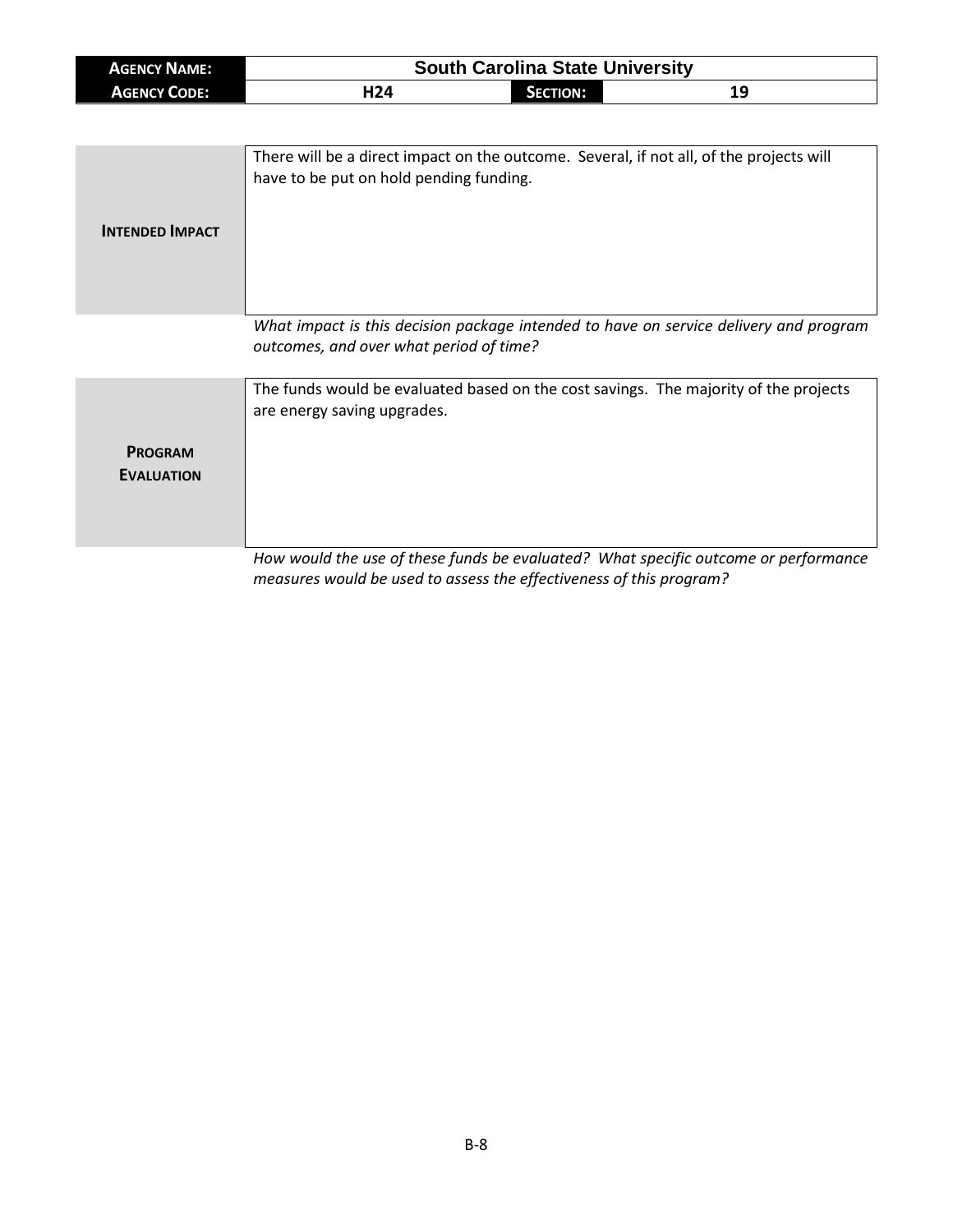| **Agency Name:** | South Carolina State University | | |
|---|---|---|---|
| **Agency Code:** | H24 | **Section:** | 19 |

| | |
|---|---|
| **Intended Impact** | There will be a direct impact on the outcome. Several, if not all, of the projects will have to be put on hold pending funding. |

*What impact is this decision package intended to have on service delivery and program outcomes, and over what period of time?*

| | |
|---|---|
| **Program Evaluation** | The funds would be evaluated based on the cost savings. The majority of the projects are energy saving upgrades. |

*How would the use of these funds be evaluated? What specific outcome or performance measures would be used to assess the effectiveness of this program?*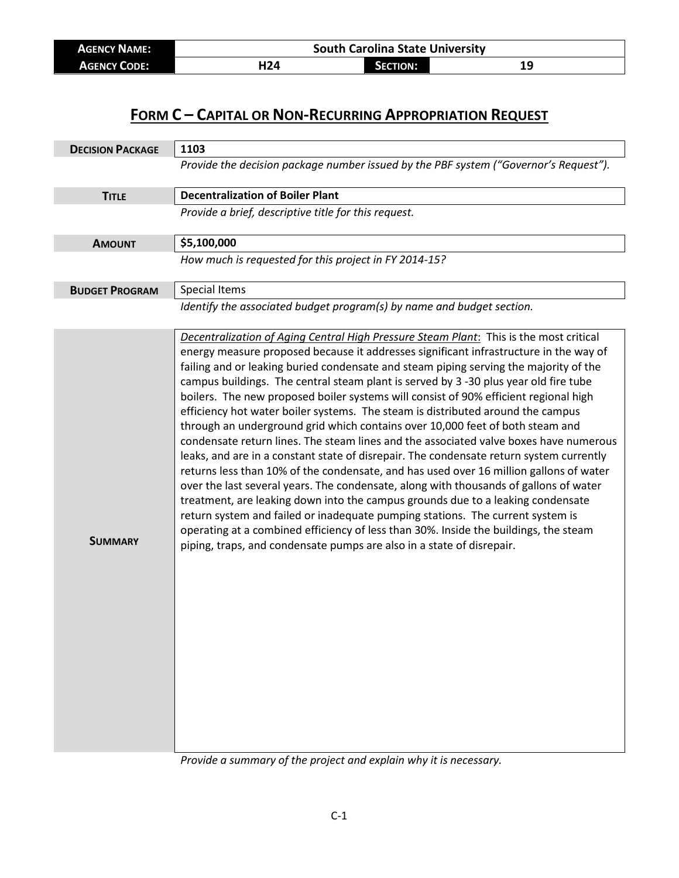| **AGENCY NAME:** | South Carolina State University | | |
|---|---|---|---|
| **AGENCY CODE:** | H24 | **SECTION:** | 19 |

# FORM C – CAPITAL OR NON-RECURRING APPROPRIATION REQUEST

| | |
|---|---|
| **DECISION PACKAGE** | **1103** |
| | *Provide the decision package number issued by the PBF system ("Governor's Request").* |
| **TITLE** | **Decentralization of Boiler Plant** |
| | *Provide a brief, descriptive title for this request.* |
| **AMOUNT** | **$5,100,000** |
| | *How much is requested for this project in FY 2014-15?* |
| **BUDGET PROGRAM** | Special Items |
| | *Identify the associated budget program(s) by name and budget section.* |
| **SUMMARY** | Decentralization of Aging Central High Pressure Steam Plant: This is the most critical energy measure proposed because it addresses significant infrastructure in the way of failing and or leaking buried condensate and steam piping serving the majority of the campus buildings. The central steam plant is served by 3 -30 plus year old fire tube boilers. The new proposed boiler systems will consist of 90% efficient regional high efficiency hot water boiler systems. The steam is distributed around the campus through an underground grid which contains over 10,000 feet of both steam and condensate return lines. The steam lines and the associated valve boxes have numerous leaks, and are in a constant state of disrepair. The condensate return system currently returns less than 10% of the condensate, and has used over 16 million gallons of water over the last several years. The condensate, along with thousands of gallons of water treatment, are leaking down into the campus grounds due to a leaking condensate return system and failed or inadequate pumping stations. The current system is operating at a combined efficiency of less than 30%. Inside the buildings, the steam piping, traps, and condensate pumps are also in a state of disrepair. |
| | *Provide a summary of the project and explain why it is necessary.* |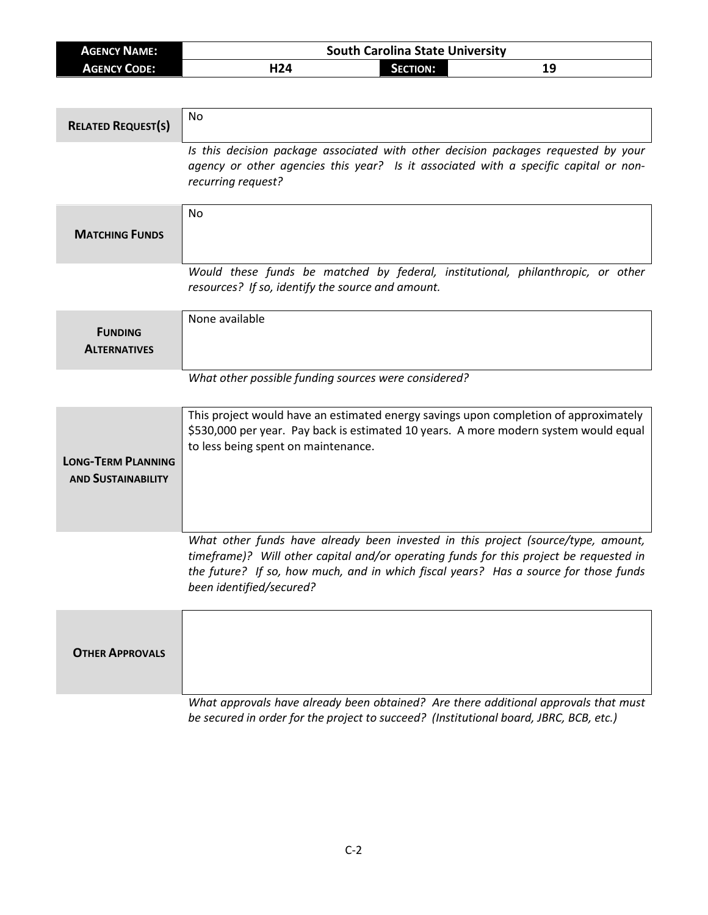| **AGENCY NAME:** | South Carolina State University | | |
|---|---|---|---|
| **AGENCY CODE:** | H24 | **SECTION:** | 19 |

| | |
|---|---|
| **RELATED REQUEST(S)** | No |
| | *Is this decision package associated with other decision packages requested by your agency or other agencies this year? Is it associated with a specific capital or non-recurring request?* |
| **MATCHING FUNDS** | No |
| | *Would these funds be matched by federal, institutional, philanthropic, or other resources? If so, identify the source and amount.* |
| **FUNDING ALTERNATIVES** | None available |
| | *What other possible funding sources were considered?* |
| **LONG-TERM PLANNING AND SUSTAINABILITY** | This project would have an estimated energy savings upon completion of approximately $530,000 per year. Pay back is estimated 10 years. A more modern system would equal to less being spent on maintenance. |
| | *What other funds have already been invested in this project (source/type, amount, timeframe)? Will other capital and/or operating funds for this project be requested in the future? If so, how much, and in which fiscal years? Has a source for those funds been identified/secured?* |
| **OTHER APPROVALS** | |
| | *What approvals have already been obtained? Are there additional approvals that must be secured in order for the project to succeed? (Institutional board, JBRC, BCB, etc.)* |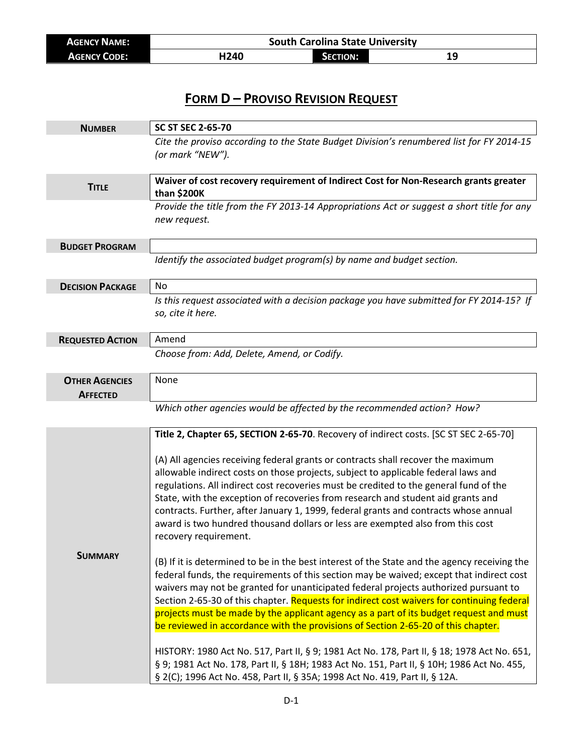| **Agency Name:** | **South Carolina State University** | | |
|---|---|---|---|
| **Agency Code:** | **H240** | **Section:** | **19** |

# FORM D – PROVISO REVISION REQUEST

| | |
|---|---|
| **Number** | **SC ST SEC 2-65-70** |
| | *Cite the proviso according to the State Budget Division's renumbered list for FY 2014-15 (or mark "NEW").* |
| **Title** | **Waiver of cost recovery requirement of Indirect Cost for Non-Research grants greater than $200K** |
| | *Provide the title from the FY 2013-14 Appropriations Act or suggest a short title for any new request.* |
| **Budget Program** | |
| | *Identify the associated budget program(s) by name and budget section.* |
| **Decision Package** | No |
| | *Is this request associated with a decision package you have submitted for FY 2014-15? If so, cite it here.* |
| **Requested Action** | Amend |
| | *Choose from: Add, Delete, Amend, or Codify.* |
| **Other Agencies Affected** | None |
| | *Which other agencies would be affected by the recommended action? How?* |
| **Summary** | **Title 2, Chapter 65, SECTION 2-65-70**. Recovery of indirect costs. [SC ST SEC 2-65-70]<br><br>(A) All agencies receiving federal grants or contracts shall recover the maximum allowable indirect costs on those projects, subject to applicable federal laws and regulations. All indirect cost recoveries must be credited to the general fund of the State, with the exception of recoveries from research and student aid grants and contracts. Further, after January 1, 1999, federal grants and contracts whose annual award is two hundred thousand dollars or less are exempted also from this cost recovery requirement.<br><br>(B) If it is determined to be in the best interest of the State and the agency receiving the federal funds, the requirements of this section may be waived; except that indirect cost waivers may not be granted for unanticipated federal projects authorized pursuant to Section 2-65-30 of this chapter. Requests for indirect cost waivers for continuing federal projects must be made by the applicant agency as a part of its budget request and must be reviewed in accordance with the provisions of Section 2-65-20 of this chapter.<br><br>HISTORY: 1980 Act No. 517, Part II, § 9; 1981 Act No. 178, Part II, § 18; 1978 Act No. 651, § 9; 1981 Act No. 178, Part II, § 18H; 1983 Act No. 151, Part II, § 10H; 1986 Act No. 455, § 2(C); 1996 Act No. 458, Part II, § 35A; 1998 Act No. 419, Part II, § 12A. |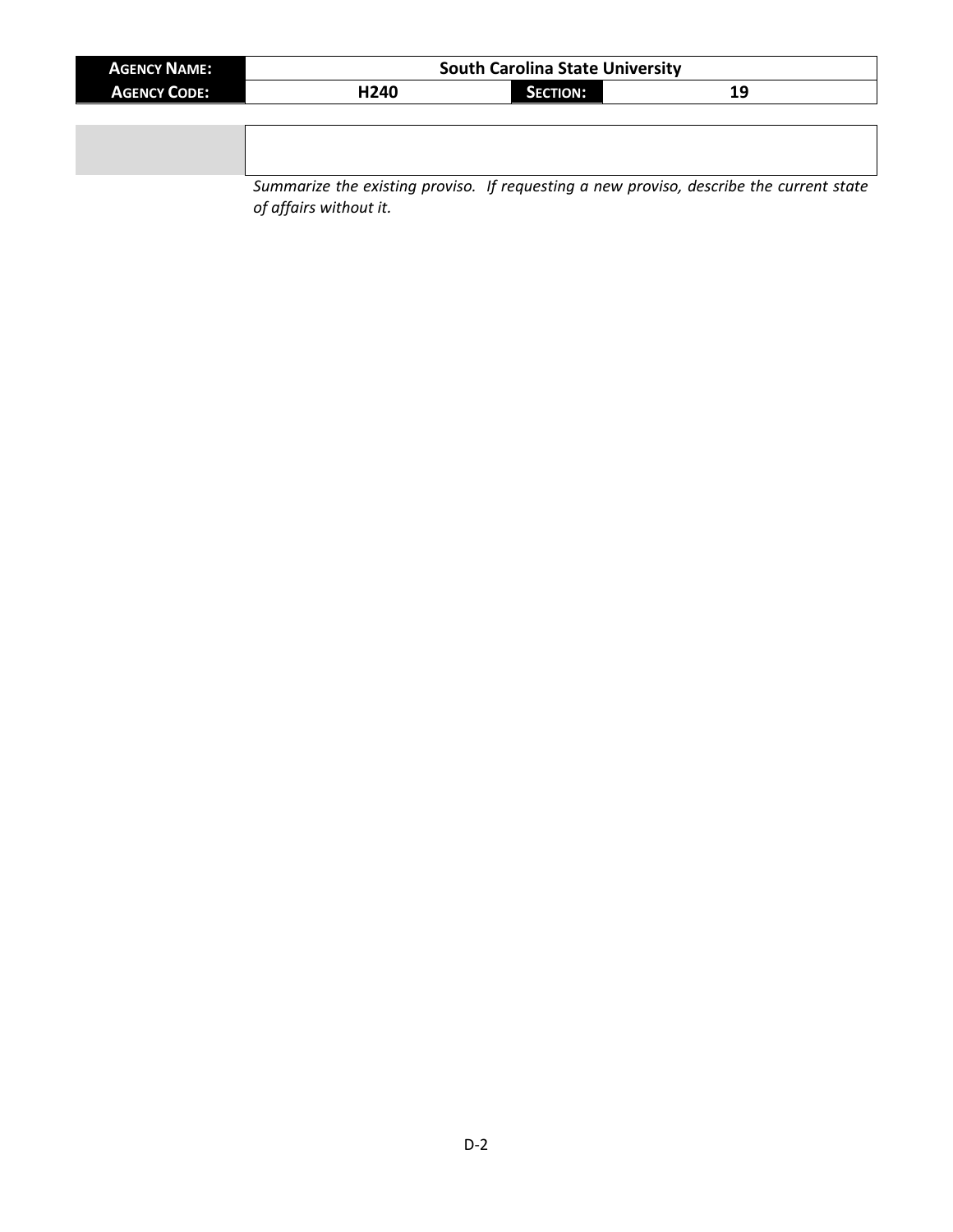| **AGENCY NAME:** | **South Carolina State University** | | |
| --- | --- | --- | --- |
| **AGENCY CODE:** | **H240** | **SECTION:** | **19** |

| | |
| --- | --- |
| | |

*Summarize the existing proviso. If requesting a new proviso, describe the current state of affairs without it.*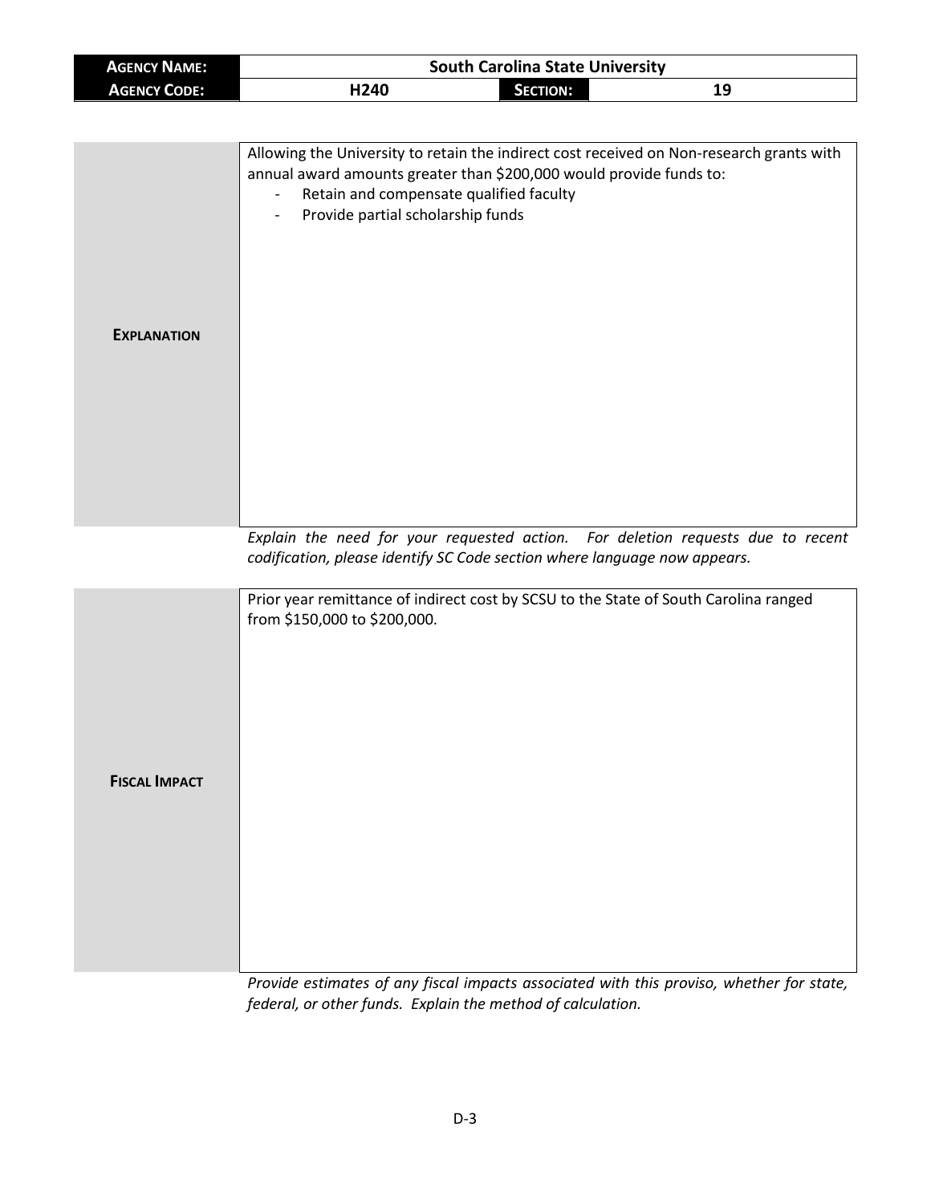| **AGENCY NAME:** | South Carolina State University | | |
|---|---|---|---|
| **AGENCY CODE:** | H240 | **SECTION:** | 19 |

| | |
|---|---|
| **EXPLANATION** | Allowing the University to retain the indirect cost received on Non-research grants with annual award amounts greater than $200,000 would provide funds to:<br>- Retain and compensate qualified faculty<br>- Provide partial scholarship funds |

*Explain the need for your requested action. For deletion requests due to recent codification, please identify SC Code section where language now appears.*

| | |
|---|---|
| **FISCAL IMPACT** | Prior year remittance of indirect cost by SCSU to the State of South Carolina ranged from $150,000 to $200,000. |

*Provide estimates of any fiscal impacts associated with this proviso, whether for state, federal, or other funds. Explain the method of calculation.*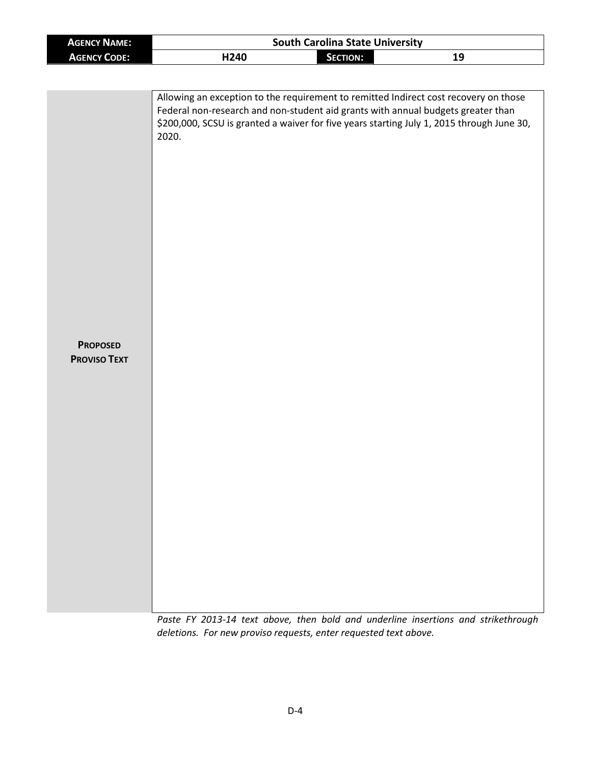| AGENCY NAME: | South Carolina State University | | |
|---|---|---|---|
| AGENCY CODE: | H240 | SECTION: | 19 |

| | |
|---|---|
| **PROPOSED PROVISO TEXT** | Allowing an exception to the requirement to remitted Indirect cost recovery on those Federal non-research and non-student aid grants with annual budgets greater than $200,000, SCSU is granted a waiver for five years starting July 1, 2015 through June 30, 2020. |

*Paste FY 2013-14 text above, then bold and underline insertions and strikethrough deletions. For new proviso requests, enter requested text above.*